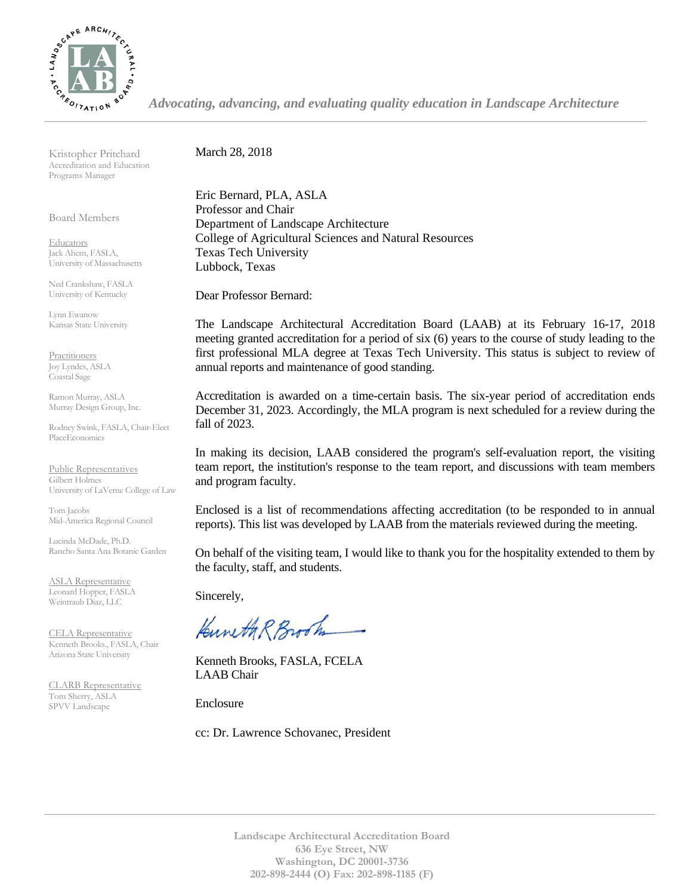*Advocating, advancing, and evaluating quality education in Landscape Architecture*

Kristopher Pritchard
Accreditation and Education Programs Manager

Board Members

Educators
Jack Ahern, FASLA, University of Massachusetts

Ned Crankshaw, FASLA
University of Kentucky

Lynn Ewanow
Kansas State University

Practitioners
Joy Lyndes, ASLA
Coastal Sage

Ramon Murray, ASLA
Murray Design Group, Inc.

Rodney Swink, FASLA, Chair-Elect
PlaceEconomics

Public Representatives
Gilbert Holmes
University of LaVerne College of Law

Tom Jacobs
Mid-America Regional Council

Lucinda McDade, Ph.D.
Rancho Santa Ana Botanic Garden

ASLA Representative
Leonard Hopper, FASLA
Weintraub Diaz, LLC

CELA Representative
Kenneth Brooks., FASLA, Chair
Arizona State University

CLARB Representative
Tom Sherry, ASLA
SPVV Landscape

March 28, 2018

Eric Bernard, PLA, ASLA
Professor and Chair
Department of Landscape Architecture
College of Agricultural Sciences and Natural Resources
Texas Tech University
Lubbock, Texas

Dear Professor Bernard:

The Landscape Architectural Accreditation Board (LAAB) at its February 16-17, 2018 meeting granted accreditation for a period of six (6) years to the course of study leading to the first professional MLA degree at Texas Tech University. This status is subject to review of annual reports and maintenance of good standing.

Accreditation is awarded on a time-certain basis. The six-year period of accreditation ends December 31, 2023. Accordingly, the MLA program is next scheduled for a review during the fall of 2023.

In making its decision, LAAB considered the program's self-evaluation report, the visiting team report, the institution's response to the team report, and discussions with team members and program faculty.

Enclosed is a list of recommendations affecting accreditation (to be responded to in annual reports). This list was developed by LAAB from the materials reviewed during the meeting.

On behalf of the visiting team, I would like to thank you for the hospitality extended to them by the faculty, staff, and students.

Sincerely,

Kenneth Brooks, FASLA, FCELA
LAAB Chair

Enclosure

cc: Dr. Lawrence Schovanec, President

**Landscape Architectural Accreditation Board**
**636 Eye Street, NW**
**Washington, DC 20001-3736**
**202-898-2444 (O) Fax: 202-898-1185 (F)**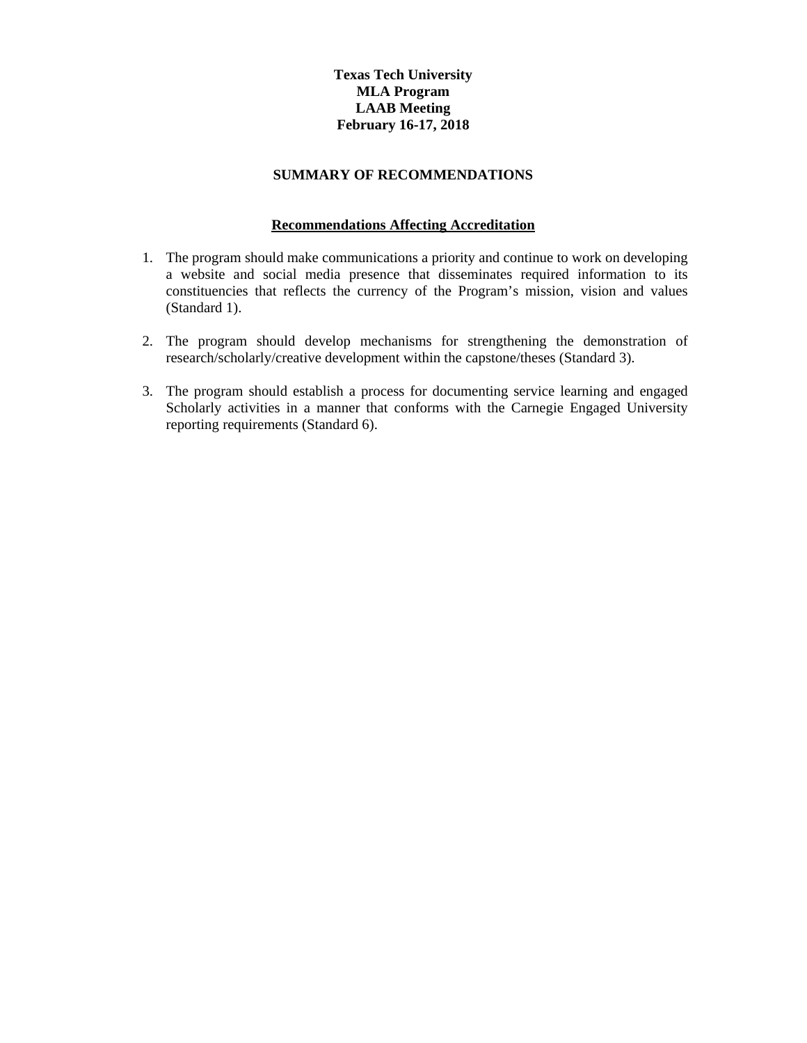**Texas Tech University**
**MLA Program**
**LAAB Meeting**
**February 16-17, 2018**

## SUMMARY OF RECOMMENDATIONS

### Recommendations Affecting Accreditation

1. The program should make communications a priority and continue to work on developing a website and social media presence that disseminates required information to its constituencies that reflects the currency of the Program's mission, vision and values (Standard 1).

2. The program should develop mechanisms for strengthening the demonstration of research/scholarly/creative development within the capstone/theses (Standard 3).

3. The program should establish a process for documenting service learning and engaged Scholarly activities in a manner that conforms with the Carnegie Engaged University reporting requirements (Standard 6).